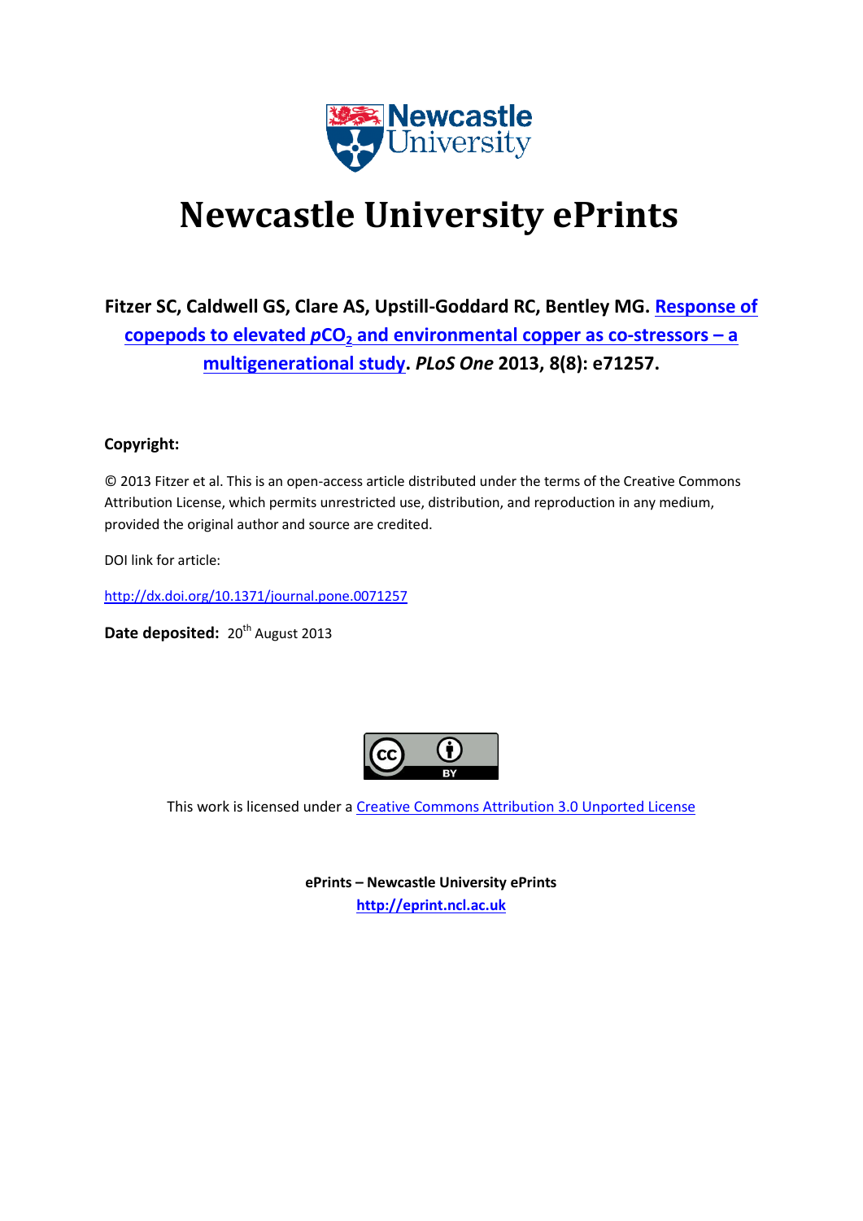# Newcastle University ePrints

**Fitzer SC, Caldwell GS, Clare AS, Upstill-Goddard RC, Bentley MG. Response of copepods to elevated $pCO_2$ and environmental copper as co-stressors – a multigenerational study. *PLoS One* 2013, 8(8): e71257.**

**Copyright:**

© 2013 Fitzer et al. This is an open-access article distributed under the terms of the Creative Commons Attribution License, which permits unrestricted use, distribution, and reproduction in any medium, provided the original author and source are credited.

DOI link for article:

http://dx.doi.org/10.1371/journal.pone.0071257

**Date deposited:** 20th August 2013

This work is licensed under a Creative Commons Attribution 3.0 Unported License

**ePrints – Newcastle University ePrints**

**http://eprint.ncl.ac.uk**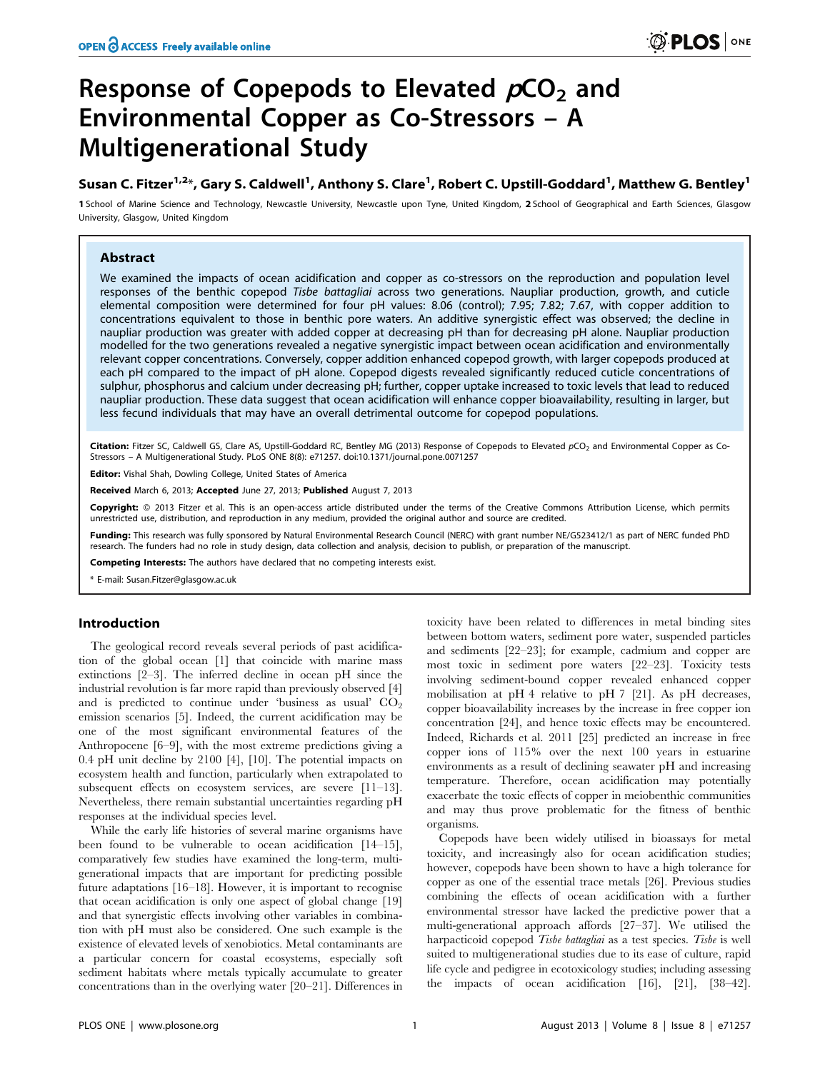# Response of Copepods to Elevated $pCO_2$ and Environmental Copper as Co-Stressors – A Multigenerational Study

**Susan C. Fitzer[1,2]*, Gary S. Caldwell[1], Anthony S. Clare[1], Robert C. Upstill-Goddard[1], Matthew G. Bentley[1]**

1 School of Marine Science and Technology, Newcastle University, Newcastle upon Tyne, United Kingdom, 2 School of Geographical and Earth Sciences, Glasgow University, Glasgow, United Kingdom

## Abstract

We examined the impacts of ocean acidification and copper as co-stressors on the reproduction and population level responses of the benthic copepod *Tisbe battagliai* across two generations. Naupliar production, growth, and cuticle elemental composition were determined for four pH values: 8.06 (control); 7.95; 7.82; 7.67, with copper addition to concentrations equivalent to those in benthic pore waters. An additive synergistic effect was observed; the decline in naupliar production was greater with added copper at decreasing pH than for decreasing pH alone. Naupliar production modelled for the two generations revealed a negative synergistic impact between ocean acidification and environmentally relevant copper concentrations. Conversely, copper addition enhanced copepod growth, with larger copepods produced at each pH compared to the impact of pH alone. Copepod digests revealed significantly reduced cuticle concentrations of sulphur, phosphorus and calcium under decreasing pH; further, copper uptake increased to toxic levels that lead to reduced naupliar production. These data suggest that ocean acidification will enhance copper bioavailability, resulting in larger, but less fecund individuals that may have an overall detrimental outcome for copepod populations.

**Citation:** Fitzer SC, Caldwell GS, Clare AS, Upstill-Goddard RC, Bentley MG (2013) Response of Copepods to Elevated $pCO_2$ and Environmental Copper as Co-Stressors – A Multigenerational Study. PLoS ONE 8(8): e71257. doi:10.1371/journal.pone.0071257

**Editor:** Vishal Shah, Dowling College, United States of America

**Received** March 6, 2013; **Accepted** June 27, 2013; **Published** August 7, 2013

**Copyright:** © 2013 Fitzer et al. This is an open-access article distributed under the terms of the Creative Commons Attribution License, which permits unrestricted use, distribution, and reproduction in any medium, provided the original author and source are credited.

**Funding:** This research was fully sponsored by Natural Environmental Research Council (NERC) with grant number NE/G523412/1 as part of NERC funded PhD research. The funders had no role in study design, data collection and analysis, decision to publish, or preparation of the manuscript.

**Competing Interests:** The authors have declared that no competing interests exist.

\* E-mail: Susan.Fitzer@glasgow.ac.uk

## Introduction

The geological record reveals several periods of past acidification of the global ocean [1] that coincide with marine mass extinctions [2–3]. The inferred decline in ocean pH since the industrial revolution is far more rapid than previously observed [4] and is predicted to continue under 'business as usual' $CO_2$ emission scenarios [5]. Indeed, the current acidification may be one of the most significant environmental features of the Anthropocene [6–9], with the most extreme predictions giving a 0.4 pH unit decline by 2100 [4], [10]. The potential impacts on ecosystem health and function, particularly when extrapolated to subsequent effects on ecosystem services, are severe [11–13]. Nevertheless, there remain substantial uncertainties regarding pH responses at the individual species level.

While the early life histories of several marine organisms have been found to be vulnerable to ocean acidification [14–15], comparatively few studies have examined the long-term, multi-generational impacts that are important for predicting possible future adaptations [16–18]. However, it is important to recognise that ocean acidification is only one aspect of global change [19] and that synergistic effects involving other variables in combination with pH must also be considered. One such example is the existence of elevated levels of xenobiotics. Metal contaminants are a particular concern for coastal ecosystems, especially soft sediment habitats where metals typically accumulate to greater concentrations than in the overlying water [20–21]. Differences in toxicity have been related to differences in metal binding sites between bottom waters, sediment pore water, suspended particles and sediments [22–23]; for example, cadmium and copper are most toxic in sediment pore waters [22–23]. Toxicity tests involving sediment-bound copper revealed enhanced copper mobilisation at pH 4 relative to pH 7 [21]. As pH decreases, copper bioavailability increases by the increase in free copper ion concentration [24], and hence toxic effects may be encountered. Indeed, Richards et al. 2011 [25] predicted an increase in free copper ions of 115% over the next 100 years in estuarine environments as a result of declining seawater pH and increasing temperature. Therefore, ocean acidification may potentially exacerbate the toxic effects of copper in meiobenthic communities and may thus prove problematic for the fitness of benthic organisms.

Copepods have been widely utilised in bioassays for metal toxicity, and increasingly also for ocean acidification studies; however, copepods have been shown to have a high tolerance for copper as one of the essential trace metals [26]. Previous studies combining the effects of ocean acidification with a further environmental stressor have lacked the predictive power that a multi-generational approach affords [27–37]. We utilised the harpacticoid copepod *Tisbe battagliai* as a test species. *Tisbe* is well suited to multigenerational studies due to its ease of culture, rapid life cycle and pedigree in ecotoxicology studies; including assessing the impacts of ocean acidification [16], [21], [38–42].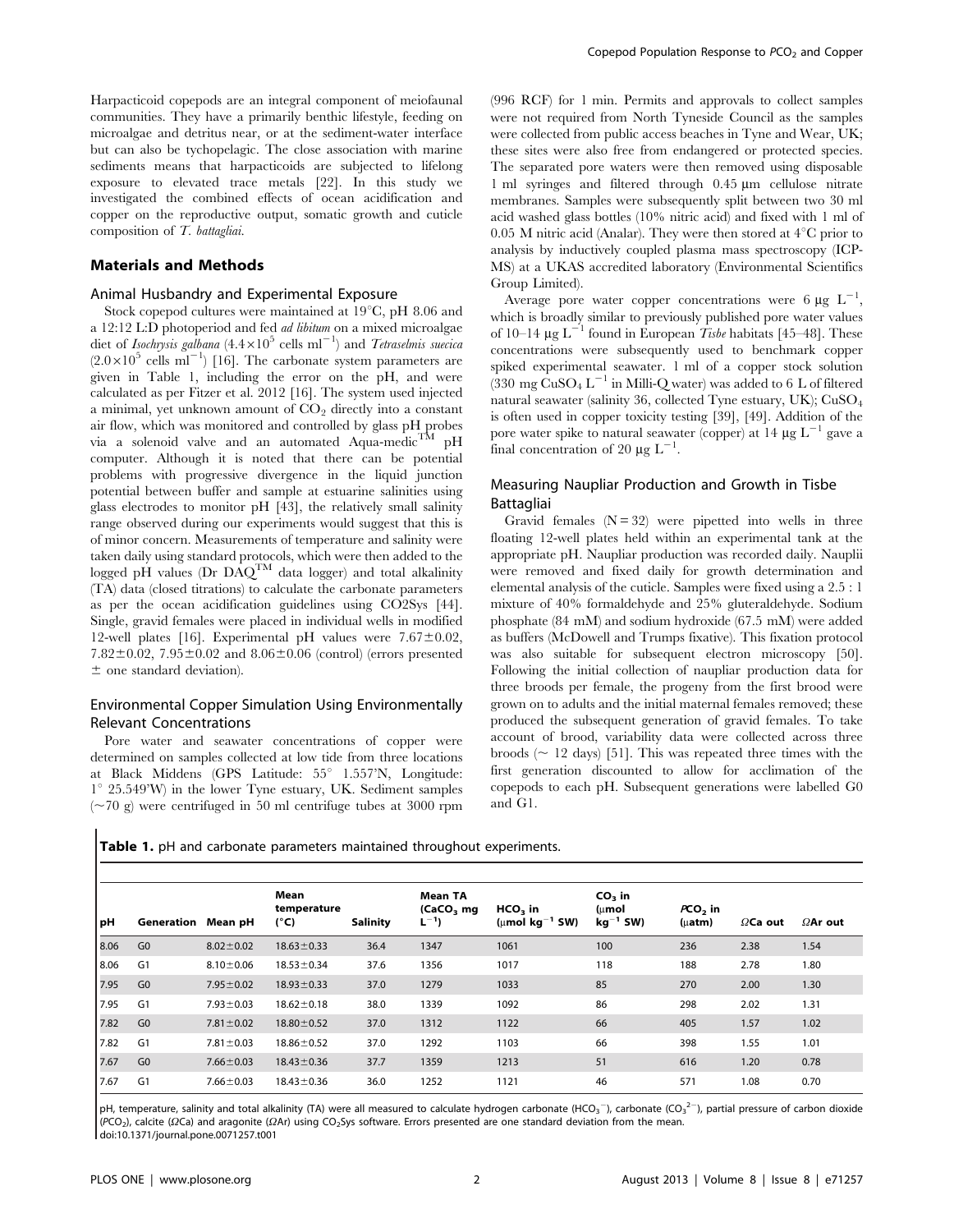Harpacticoid copepods are an integral component of meiofaunal communities. They have a primarily benthic lifestyle, feeding on microalgae and detritus near, or at the sediment-water interface but can also be tychopelagic. The close association with marine sediments means that harpacticoids are subjected to lifelong exposure to elevated trace metals [22]. In this study we investigated the combined effects of ocean acidification and copper on the reproductive output, somatic growth and cuticle composition of *T. battagliai*.

## Materials and Methods

### Animal Husbandry and Experimental Exposure

Stock copepod cultures were maintained at 19°C, pH 8.06 and a 12:12 L:D photoperiod and fed *ad libitum* on a mixed microalgae diet of *Isochrysis galbana* ($4.4 \times 10^5$ cells $ml^{-1}$) and *Tetraselmis suecica* ($2.0 \times 10^5$ cells $ml^{-1}$) [16]. The carbonate system parameters are given in Table 1, including the error on the pH, and were calculated as per Fitzer et al. 2012 [16]. The system used injected a minimal, yet unknown amount of $CO_2$ directly into a constant air flow, which was monitored and controlled by glass pH probes via a solenoid valve and an automated Aqua-medic™ pH computer. Although it is noted that there can be potential problems with progressive divergence in the liquid junction potential between buffer and sample at estuarine salinities using glass electrodes to monitor pH [43], the relatively small salinity range observed during our experiments would suggest that this is of minor concern. Measurements of temperature and salinity were taken daily using standard protocols, which were then added to the logged pH values (Dr DAQ™ data logger) and total alkalinity (TA) data (closed titrations) to calculate the carbonate parameters as per the ocean acidification guidelines using CO2Sys [44]. Single, gravid females were placed in individual wells in modified 12-well plates [16]. Experimental pH values were 7.67±0.02, 7.82±0.02, 7.95±0.02 and 8.06±0.06 (control) (errors presented ± one standard deviation).

### Environmental Copper Simulation Using Environmentally Relevant Concentrations

Pore water and seawater concentrations of copper were determined on samples collected at low tide from three locations at Black Middens (GPS Latitude: 55° 1.557'N, Longitude: 1° 25.549'W) in the lower Tyne estuary, UK. Sediment samples (~70 g) were centrifuged in 50 ml centrifuge tubes at 3000 rpm (996 RCF) for 1 min. Permits and approvals to collect samples were not required from North Tyneside Council as the samples were collected from public access beaches in Tyne and Wear, UK; these sites were also free from endangered or protected species. The separated pore waters were then removed using disposable 1 ml syringes and filtered through 0.45 µm cellulose nitrate membranes. Samples were subsequently split between two 30 ml acid washed glass bottles (10% nitric acid) and fixed with 1 ml of 0.05 M nitric acid (Analar). They were then stored at 4°C prior to analysis by inductively coupled plasma mass spectroscopy (ICP-MS) at a UKAS accredited laboratory (Environmental Scientifics Group Limited).

Average pore water copper concentrations were 6 µg $L^{-1}$, which is broadly similar to previously published pore water values of 10–14 µg $L^{-1}$ found in European *Tisbe* habitats [45–48]. These concentrations were subsequently used to benchmark copper spiked experimental seawater. 1 ml of a copper stock solution (330 mg $CuSO_4$ $L^{-1}$ in Milli-Q water) was added to 6 L of filtered natural seawater (salinity 36, collected Tyne estuary, UK); $CuSO_4$ is often used in copper toxicity testing [39], [49]. Addition of the pore water spike to natural seawater (copper) at 14 µg $L^{-1}$ gave a final concentration of 20 µg $L^{-1}$.

### Measuring Naupliar Production and Growth in Tisbe Battagliai

Gravid females (N = 32) were pipetted into wells in three floating 12-well plates held within an experimental tank at the appropriate pH. Naupliar production was recorded daily. Nauplii were removed and fixed daily for growth determination and elemental analysis of the cuticle. Samples were fixed using a 2.5 : 1 mixture of 40% formaldehyde and 25% gluteraldehyde. Sodium phosphate (84 mM) and sodium hydroxide (67.5 mM) were added as buffers (McDowell and Trumps fixative). This fixation protocol was also suitable for subsequent electron microscopy [50]. Following the initial collection of naupliar production data for three broods per female, the progeny from the first brood were grown on to adults and the initial maternal females removed; these produced the subsequent generation of gravid females. To take account of brood, variability data were collected across three broods (~ 12 days) [51]. This was repeated three times with the first generation discounted to allow for acclimation of the copepods to each pH. Subsequent generations were labelled G0 and G1.

**Table 1.** pH and carbonate parameters maintained throughout experiments.

| pH | Generation | Mean pH | Mean temperature (°C) | Salinity | Mean TA ($CaCO_3$ mg $L^{-1}$) | $HCO_3$ in (µmol $kg^{-1}$ SW) | $CO_3$ in (µmol $kg^{-1}$ SW) | $PCO_2$ in (µatm) | ΩCa out | ΩAr out |
|---|---|---|---|---|---|---|---|---|---|---|
| 8.06 | G0 | 8.02±0.02 | 18.63±0.33 | 36.4 | 1347 | 1061 | 100 | 236 | 2.38 | 1.54 |
| 8.06 | G1 | 8.10±0.06 | 18.53±0.34 | 37.6 | 1356 | 1017 | 118 | 188 | 2.78 | 1.80 |
| 7.95 | G0 | 7.95±0.02 | 18.93±0.33 | 37.0 | 1279 | 1033 | 85 | 270 | 2.00 | 1.30 |
| 7.95 | G1 | 7.93±0.03 | 18.62±0.18 | 38.0 | 1339 | 1092 | 86 | 298 | 2.02 | 1.31 |
| 7.82 | G0 | 7.81±0.02 | 18.80±0.52 | 37.0 | 1312 | 1122 | 66 | 405 | 1.57 | 1.02 |
| 7.82 | G1 | 7.81±0.03 | 18.86±0.52 | 37.0 | 1292 | 1103 | 66 | 398 | 1.55 | 1.01 |
| 7.67 | G0 | 7.66±0.03 | 18.43±0.36 | 37.7 | 1359 | 1213 | 51 | 616 | 1.20 | 0.78 |
| 7.67 | G1 | 7.66±0.03 | 18.43±0.36 | 36.0 | 1252 | 1121 | 46 | 571 | 1.08 | 0.70 |

pH, temperature, salinity and total alkalinity (TA) were all measured to calculate hydrogen carbonate ($HCO_3^-$), carbonate ($CO_3^{2-}$), partial pressure of carbon dioxide ($PCO_2$), calcite (ΩCa) and aragonite (ΩAr) using $CO_2$Sys software. Errors presented are one standard deviation from the mean.
doi:10.1371/journal.pone.0071257.t001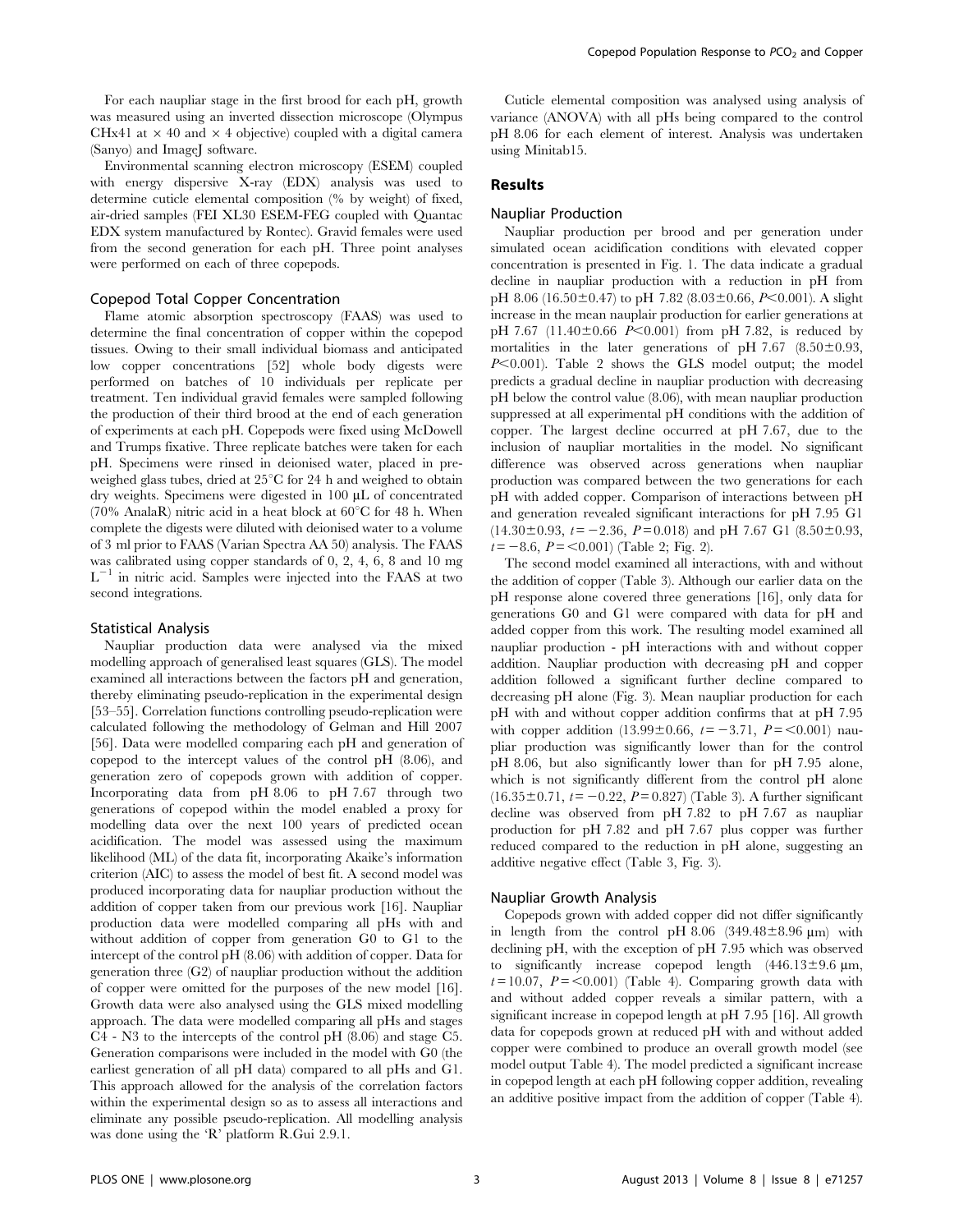For each naupliar stage in the first brood for each pH, growth was measured using an inverted dissection microscope (Olympus CHx41 at × 40 and × 4 objective) coupled with a digital camera (Sanyo) and ImageJ software.

Environmental scanning electron microscopy (ESEM) coupled with energy dispersive X-ray (EDX) analysis was used to determine cuticle elemental composition (% by weight) of fixed, air-dried samples (FEI XL30 ESEM-FEG coupled with Quantac EDX system manufactured by Rontec). Gravid females were used from the second generation for each pH. Three point analyses were performed on each of three copepods.

### Copepod Total Copper Concentration

Flame atomic absorption spectroscopy (FAAS) was used to determine the final concentration of copper within the copepod tissues. Owing to their small individual biomass and anticipated low copper concentrations [52] whole body digests were performed on batches of 10 individuals per replicate per treatment. Ten individual gravid females were sampled following the production of their third brood at the end of each generation of experiments at each pH. Copepods were fixed using McDowell and Trumps fixative. Three replicate batches were taken for each pH. Specimens were rinsed in deionised water, placed in pre-weighed glass tubes, dried at 25°C for 24 h and weighed to obtain dry weights. Specimens were digested in 100 µL of concentrated (70% AnalaR) nitric acid in a heat block at 60°C for 48 h. When complete the digests were diluted with deionised water to a volume of 3 ml prior to FAAS (Varian Spectra AA 50) analysis. The FAAS was calibrated using copper standards of 0, 2, 4, 6, 8 and 10 mg $L^{-1}$ in nitric acid. Samples were injected into the FAAS at two second integrations.

### Statistical Analysis

Naupliar production data were analysed via the mixed modelling approach of generalised least squares (GLS). The model examined all interactions between the factors pH and generation, thereby eliminating pseudo-replication in the experimental design [53–55]. Correlation functions controlling pseudo-replication were calculated following the methodology of Gelman and Hill 2007 [56]. Data were modelled comparing each pH and generation of copepod to the intercept values of the control pH (8.06), and generation zero of copepods grown with addition of copper. Incorporating data from pH 8.06 to pH 7.67 through two generations of copepod within the model enabled a proxy for modelling data over the next 100 years of predicted ocean acidification. The model was assessed using the maximum likelihood (ML) of the data fit, incorporating Akaike's information criterion (AIC) to assess the model of best fit. A second model was produced incorporating data for naupliar production without the addition of copper taken from our previous work [16]. Naupliar production data were modelled comparing all pHs with and without addition of copper from generation G0 to G1 to the intercept of the control pH (8.06) with addition of copper. Data for generation three (G2) of naupliar production without the addition of copper were omitted for the purposes of the new model [16]. Growth data were also analysed using the GLS mixed modelling approach. The data were modelled comparing all pHs and stages C4 - N3 to the intercepts of the control pH (8.06) and stage C5. Generation comparisons were included in the model with G0 (the earliest generation of all pH data) compared to all pHs and G1. This approach allowed for the analysis of the correlation factors within the experimental design so as to assess all interactions and eliminate any possible pseudo-replication. All modelling analysis was done using the 'R' platform R.Gui 2.9.1.

Cuticle elemental composition was analysed using analysis of variance (ANOVA) with all pHs being compared to the control pH 8.06 for each element of interest. Analysis was undertaken using Minitab15.

## Results

### Naupliar Production

Naupliar production per brood and per generation under simulated ocean acidification conditions with elevated copper concentration is presented in Fig. 1. The data indicate a gradual decline in naupliar production with a reduction in pH from pH 8.06 (16.50±0.47) to pH 7.82 (8.03±0.66, $P<0.001$). A slight increase in the mean nauplair production for earlier generations at pH 7.67 (11.40±0.66 $P<0.001$) from pH 7.82, is reduced by mortalities in the later generations of pH 7.67 (8.50±0.93, $P<0.001$). Table 2 shows the GLS model output; the model predicts a gradual decline in naupliar production with decreasing pH below the control value (8.06), with mean naupliar production suppressed at all experimental pH conditions with the addition of copper. The largest decline occurred at pH 7.67, due to the inclusion of naupliar mortalities in the model. No significant difference was observed across generations when naupliar production was compared between the two generations for each pH with added copper. Comparison of interactions between pH and generation revealed significant interactions for pH 7.95 G1 (14.30±0.93, $t=-2.36$, $P=0.018$) and pH 7.67 G1 (8.50±0.93, $t=-8.6$, $P=<0.001$) (Table 2; Fig. 2).

The second model examined all interactions, with and without the addition of copper (Table 3). Although our earlier data on the pH response alone covered three generations [16], only data for generations G0 and G1 were compared with data for pH and added copper from this work. The resulting model examined all naupliar production - pH interactions with and without copper addition. Naupliar production with decreasing pH and copper addition followed a significant further decline compared to decreasing pH alone (Fig. 3). Mean naupliar production for each pH with and without copper addition confirms that at pH 7.95 with copper addition (13.99±0.66, $t=-3.71$, $P=<0.001$) naupliar production was significantly lower than for the control pH 8.06, but also significantly lower than for pH 7.95 alone, which is not significantly different from the control pH alone (16.35±0.71, $t=-0.22$, $P=0.827$) (Table 3). A further significant decline was observed from pH 7.82 to pH 7.67 as naupliar production for pH 7.82 and pH 7.67 plus copper was further reduced compared to the reduction in pH alone, suggesting an additive negative effect (Table 3, Fig. 3).

### Naupliar Growth Analysis

Copepods grown with added copper did not differ significantly in length from the control pH 8.06 (349.48±8.96 µm) with declining pH, with the exception of pH 7.95 which was observed to significantly increase copepod length (446.13±9.6 µm, $t=10.07$, $P=<0.001$) (Table 4). Comparing growth data with and without added copper reveals a similar pattern, with a significant increase in copepod length at pH 7.95 [16]. All growth data for copepods grown at reduced pH with and without added copper were combined to produce an overall growth model (see model output Table 4). The model predicted a significant increase in copepod length at each pH following copper addition, revealing an additive positive impact from the addition of copper (Table 4).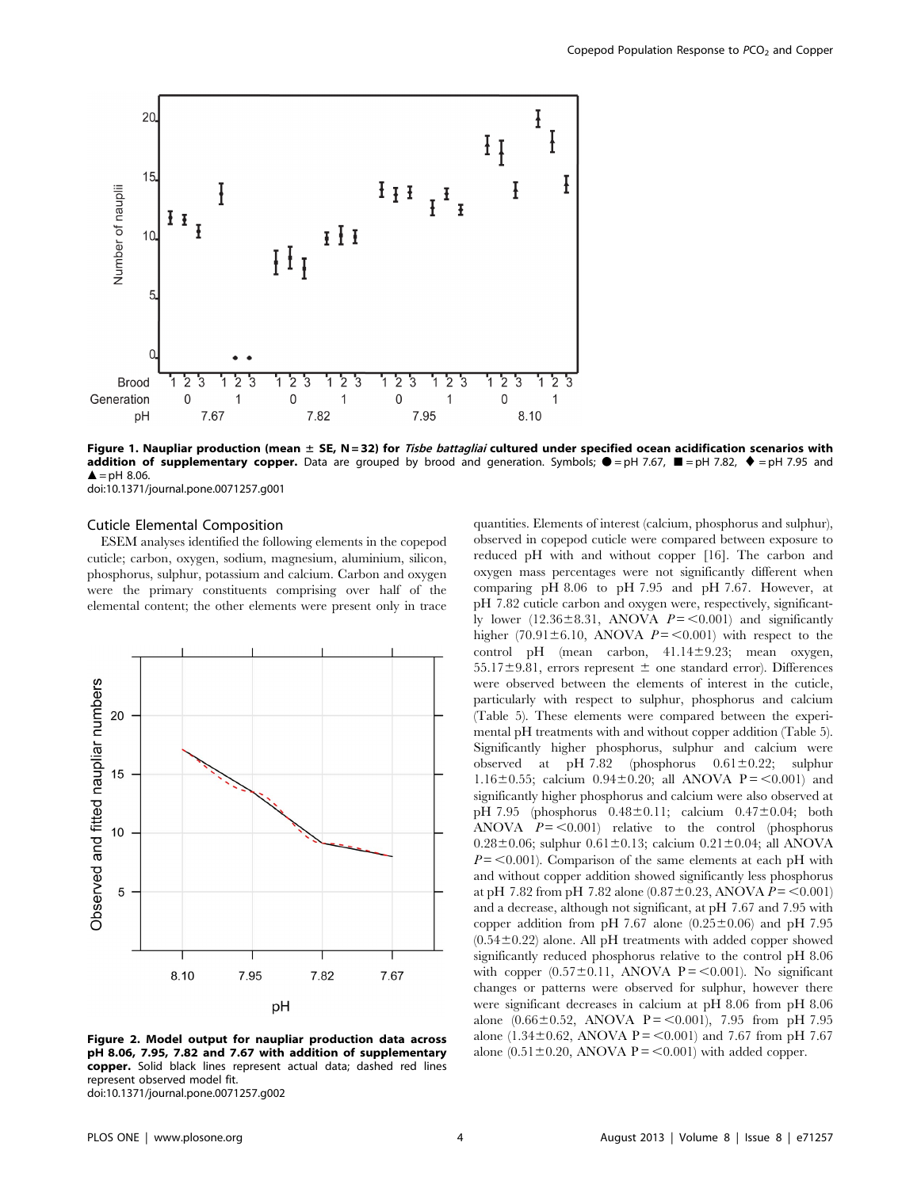**Figure 1. Naupliar production (mean ± SE, N = 32) for *Tisbe battagliai* cultured under specified ocean acidification scenarios with addition of supplementary copper.** Data are grouped by brood and generation. Symbols; ● = pH 7.67, ■ = pH 7.82, ♦ = pH 7.95 and ▲ = pH 8.06.
doi:10.1371/journal.pone.0071257.g001

**Figure 2. Model output for naupliar production data across pH 8.06, 7.95, 7.82 and 7.67 with addition of supplementary copper.** Solid black lines represent actual data; dashed red lines represent observed model fit.
doi:10.1371/journal.pone.0071257.g002

### Cuticle Elemental Composition

ESEM analyses identified the following elements in the copepod cuticle; carbon, oxygen, sodium, magnesium, aluminium, silicon, phosphorus, sulphur, potassium and calcium. Carbon and oxygen were the primary constituents comprising over half of the elemental content; the other elements were present only in trace quantities. Elements of interest (calcium, phosphorus and sulphur), observed in copepod cuticle were compared between exposure to reduced pH with and without copper [16]. The carbon and oxygen mass percentages were not significantly different when comparing pH 8.06 to pH 7.95 and pH 7.67. However, at pH 7.82 cuticle carbon and oxygen were, respectively, significantly lower (12.36±8.31, ANOVA $P = <0.001$) and significantly higher (70.91±6.10, ANOVA $P = <0.001$) with respect to the control pH (mean carbon, 41.14±9.23; mean oxygen, 55.17±9.81, errors represent ± one standard error). Differences were observed between the elements of interest in the cuticle, particularly with respect to sulphur, phosphorus and calcium (Table 5). These elements were compared between the experimental pH treatments with and without copper addition (Table 5). Significantly higher phosphorus, sulphur and calcium were observed at pH 7.82 (phosphorus 0.61±0.22; sulphur 1.16±0.55; calcium 0.94±0.20; all ANOVA P = <0.001) and significantly higher phosphorus and calcium were also observed at pH 7.95 (phosphorus 0.48±0.11; calcium 0.47±0.04; both ANOVA $P = <0.001$) relative to the control (phosphorus 0.28±0.06; sulphur 0.61±0.13; calcium 0.21±0.04; all ANOVA $P = <0.001$). Comparison of the same elements at each pH with and without copper addition showed significantly less phosphorus at pH 7.82 from pH 7.82 alone (0.87±0.23, ANOVA $P = <0.001$) and a decrease, although not significant, at pH 7.67 and 7.95 with copper addition from pH 7.67 alone (0.25±0.06) and pH 7.95 (0.54±0.22) alone. All pH treatments with added copper showed significantly reduced phosphorus relative to the control pH 8.06 with copper (0.57±0.11, ANOVA P = <0.001). No significant changes or patterns were observed for sulphur, however there were significant decreases in calcium at pH 8.06 from pH 8.06 alone (0.66±0.52, ANOVA P = <0.001), 7.95 from pH 7.95 alone (1.34±0.62, ANOVA P = <0.001) and 7.67 from pH 7.67 alone (0.51±0.20, ANOVA P = <0.001) with added copper.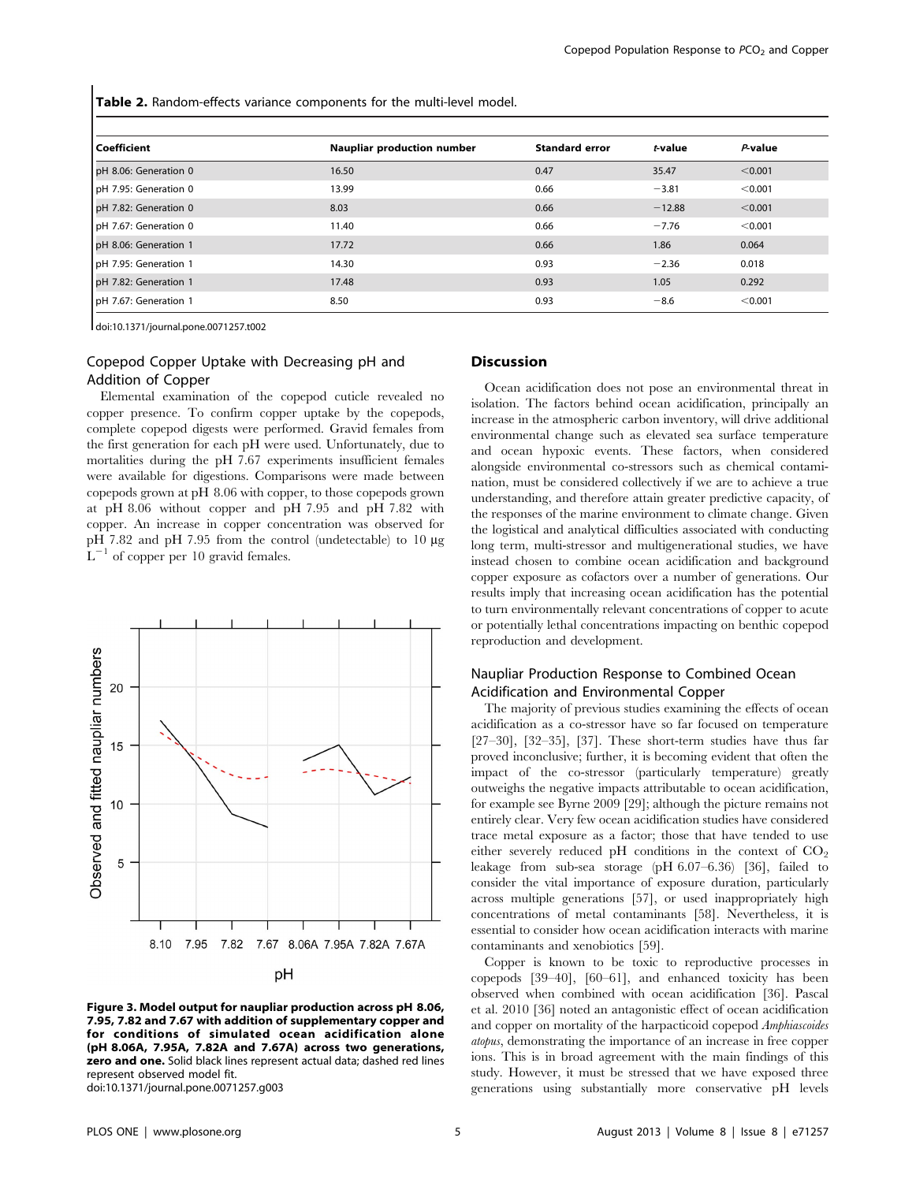**Table 2.** Random-effects variance components for the multi-level model.

| Coefficient | Naupliar production number | Standard error | *t*-value | *P*-value |
|---|---|---|---|---|
| pH 8.06: Generation 0 | 16.50 | 0.47 | 35.47 | <0.001 |
| pH 7.95: Generation 0 | 13.99 | 0.66 | −3.81 | <0.001 |
| pH 7.82: Generation 0 | 8.03 | 0.66 | −12.88 | <0.001 |
| pH 7.67: Generation 0 | 11.40 | 0.66 | −7.76 | <0.001 |
| pH 8.06: Generation 1 | 17.72 | 0.66 | 1.86 | 0.064 |
| pH 7.95: Generation 1 | 14.30 | 0.93 | −2.36 | 0.018 |
| pH 7.82: Generation 1 | 17.48 | 0.93 | 1.05 | 0.292 |
| pH 7.67: Generation 1 | 8.50 | 0.93 | −8.6 | <0.001 |

doi:10.1371/journal.pone.0071257.t002

### Copepod Copper Uptake with Decreasing pH and Addition of Copper

Elemental examination of the copepod cuticle revealed no copper presence. To confirm copper uptake by the copepods, complete copepod digests were performed. Gravid females from the first generation for each pH were used. Unfortunately, due to mortalities during the pH 7.67 experiments insufficient females were available for digestions. Comparisons were made between copepods grown at pH 8.06 with copper, to those copepods grown at pH 8.06 without copper and pH 7.95 and pH 7.82 with copper. An increase in copper concentration was observed for pH 7.82 and pH 7.95 from the control (undetectable) to 10 µg $L^{-1}$ of copper per 10 gravid females.

**Figure 3. Model output for naupliar production across pH 8.06, 7.95, 7.82 and 7.67 with addition of supplementary copper and for conditions of simulated ocean acidification alone (pH 8.06A, 7.95A, 7.82A and 7.67A) across two generations, zero and one.** Solid black lines represent actual data; dashed red lines represent observed model fit.
doi:10.1371/journal.pone.0071257.g003

## Discussion

Ocean acidification does not pose an environmental threat in isolation. The factors behind ocean acidification, principally an increase in the atmospheric carbon inventory, will drive additional environmental change such as elevated sea surface temperature and ocean hypoxic events. These factors, when considered alongside environmental co-stressors such as chemical contamination, must be considered collectively if we are to achieve a true understanding, and therefore attain greater predictive capacity, of the responses of the marine environment to climate change. Given the logistical and analytical difficulties associated with conducting long term, multi-stressor and multigenerational studies, we have instead chosen to combine ocean acidification and background copper exposure as cofactors over a number of generations. Our results imply that increasing ocean acidification has the potential to turn environmentally relevant concentrations of copper to acute or potentially lethal concentrations impacting on benthic copepod reproduction and development.

### Naupliar Production Response to Combined Ocean Acidification and Environmental Copper

The majority of previous studies examining the effects of ocean acidification as a co-stressor have so far focused on temperature [27–30], [32–35], [37]. These short-term studies have thus far proved inconclusive; further, it is becoming evident that often the impact of the co-stressor (particularly temperature) greatly outweighs the negative impacts attributable to ocean acidification, for example see Byrne 2009 [29]; although the picture remains not entirely clear. Very few ocean acidification studies have considered trace metal exposure as a factor; those that have tended to use either severely reduced pH conditions in the context of $CO_2$ leakage from sub-sea storage (pH 6.07–6.36) [36], failed to consider the vital importance of exposure duration, particularly across multiple generations [57], or used inappropriately high concentrations of metal contaminants [58]. Nevertheless, it is essential to consider how ocean acidification interacts with marine contaminants and xenobiotics [59].

Copper is known to be toxic to reproductive processes in copepods [39–40], [60–61], and enhanced toxicity has been observed when combined with ocean acidification [36]. Pascal et al. 2010 [36] noted an antagonistic effect of ocean acidification and copper on mortality of the harpacticoid copepod *Amphiascoides atopus*, demonstrating the importance of an increase in free copper ions. This is in broad agreement with the main findings of this study. However, it must be stressed that we have exposed three generations using substantially more conservative pH levels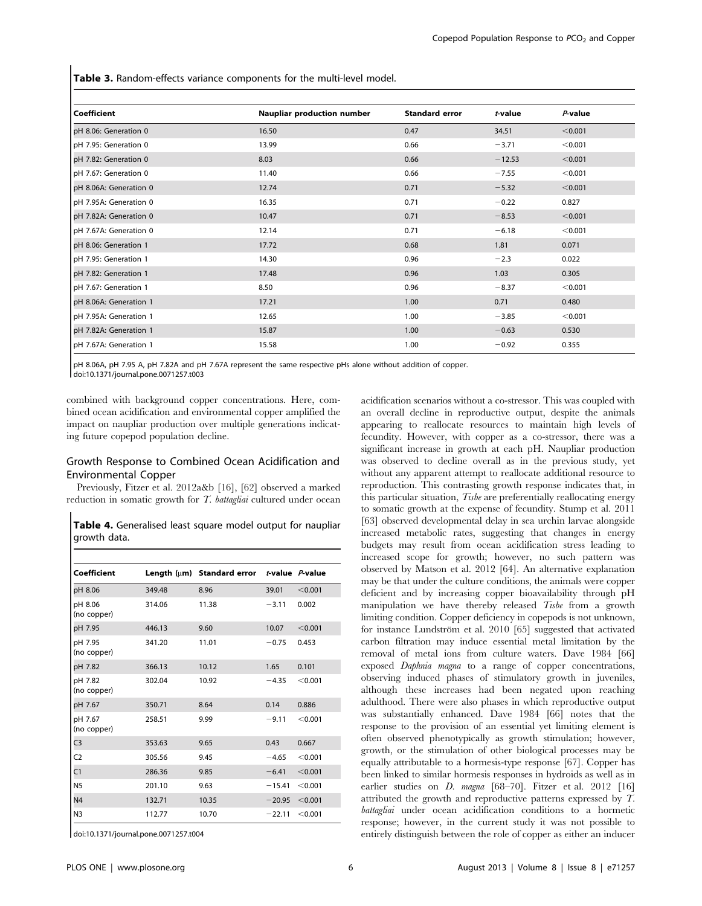**Table 3.** Random-effects variance components for the multi-level model.

| Coefficient | Naupliar production number | Standard error | *t*-value | *P*-value |
|---|---|---|---|---|
| pH 8.06: Generation 0 | 16.50 | 0.47 | 34.51 | <0.001 |
| pH 7.95: Generation 0 | 13.99 | 0.66 | −3.71 | <0.001 |
| pH 7.82: Generation 0 | 8.03 | 0.66 | −12.53 | <0.001 |
| pH 7.67: Generation 0 | 11.40 | 0.66 | −7.55 | <0.001 |
| pH 8.06A: Generation 0 | 12.74 | 0.71 | −5.32 | <0.001 |
| pH 7.95A: Generation 0 | 16.35 | 0.71 | −0.22 | 0.827 |
| pH 7.82A: Generation 0 | 10.47 | 0.71 | −8.53 | <0.001 |
| pH 7.67A: Generation 0 | 12.14 | 0.71 | −6.18 | <0.001 |
| pH 8.06: Generation 1 | 17.72 | 0.68 | 1.81 | 0.071 |
| pH 7.95: Generation 1 | 14.30 | 0.96 | −2.3 | 0.022 |
| pH 7.82: Generation 1 | 17.48 | 0.96 | 1.03 | 0.305 |
| pH 7.67: Generation 1 | 8.50 | 0.96 | −8.37 | <0.001 |
| pH 8.06A: Generation 1 | 17.21 | 1.00 | 0.71 | 0.480 |
| pH 7.95A: Generation 1 | 12.65 | 1.00 | −3.85 | <0.001 |
| pH 7.82A: Generation 1 | 15.87 | 1.00 | −0.63 | 0.530 |
| pH 7.67A: Generation 1 | 15.58 | 1.00 | −0.92 | 0.355 |

pH 8.06A, pH 7.95 A, pH 7.82A and pH 7.67A represent the same respective pHs alone without addition of copper.
doi:10.1371/journal.pone.0071257.t003

combined with background copper concentrations. Here, combined ocean acidification and environmental copper amplified the impact on naupliar production over multiple generations indicating future copepod population decline.

## Growth Response to Combined Ocean Acidification and Environmental Copper

Previously, Fitzer et al. 2012a&b [16], [62] observed a marked reduction in somatic growth for *T. battagliai* cultured under ocean acidification scenarios without a co-stressor. This was coupled with an overall decline in reproductive output, despite the animals appearing to reallocate resources to maintain high levels of fecundity. However, with copper as a co-stressor, there was a significant increase in growth at each pH. Naupliar production was observed to decline overall as in the previous study, yet without any apparent attempt to reallocate additional resource to reproduction. This contrasting growth response indicates that, in this particular situation, *Tisbe* are preferentially reallocating energy to somatic growth at the expense of fecundity. Stump et al. 2011 [63] observed developmental delay in sea urchin larvae alongside increased metabolic rates, suggesting that changes in energy budgets may result from ocean acidification stress leading to increased scope for growth; however, no such pattern was observed by Matson et al. 2012 [64]. An alternative explanation may be that under the culture conditions, the animals were copper deficient and by increasing copper bioavailability through pH manipulation we have thereby released *Tisbe* from a growth limiting condition. Copper deficiency in copepods is not unknown, for instance Lundström et al. 2010 [65] suggested that activated carbon filtration may induce essential metal limitation by the removal of metal ions from culture waters. Dave 1984 [66] exposed *Daphnia magna* to a range of copper concentrations, observing induced phases of stimulatory growth in juveniles, although these increases had been negated upon reaching adulthood. There were also phases in which reproductive output was substantially enhanced. Dave 1984 [66] notes that the response to the provision of an essential yet limiting element is often observed phenotypically as growth stimulation; however, growth, or the stimulation of other biological processes may be equally attributable to a hormesis-type response [67]. Copper has been linked to similar hormesis responses in hydroids as well as in earlier studies on *D. magna* [68–70]. Fitzer et al. 2012 [16] attributed the growth and reproductive patterns expressed by *T. battagliai* under ocean acidification conditions to a hormetic response; however, in the current study it was not possible to entirely distinguish between the role of copper as either an inducer

**Table 4.** Generalised least square model output for naupliar growth data.

| Coefficient | Length (μm) | Standard error | *t*-value | *P*-value |
|---|---|---|---|---|
| pH 8.06 | 349.48 | 8.96 | 39.01 | <0.001 |
| pH 8.06 (no copper) | 314.06 | 11.38 | −3.11 | 0.002 |
| pH 7.95 | 446.13 | 9.60 | 10.07 | <0.001 |
| pH 7.95 (no copper) | 341.20 | 11.01 | −0.75 | 0.453 |
| pH 7.82 | 366.13 | 10.12 | 1.65 | 0.101 |
| pH 7.82 (no copper) | 302.04 | 10.92 | −4.35 | <0.001 |
| pH 7.67 | 350.71 | 8.64 | 0.14 | 0.886 |
| pH 7.67 (no copper) | 258.51 | 9.99 | −9.11 | <0.001 |
| C3 | 353.63 | 9.65 | 0.43 | 0.667 |
| C2 | 305.56 | 9.45 | −4.65 | <0.001 |
| C1 | 286.36 | 9.85 | −6.41 | <0.001 |
| N5 | 201.10 | 9.63 | −15.41 | <0.001 |
| N4 | 132.71 | 10.35 | −20.95 | <0.001 |
| N3 | 112.77 | 10.70 | −22.11 | <0.001 |

doi:10.1371/journal.pone.0071257.t004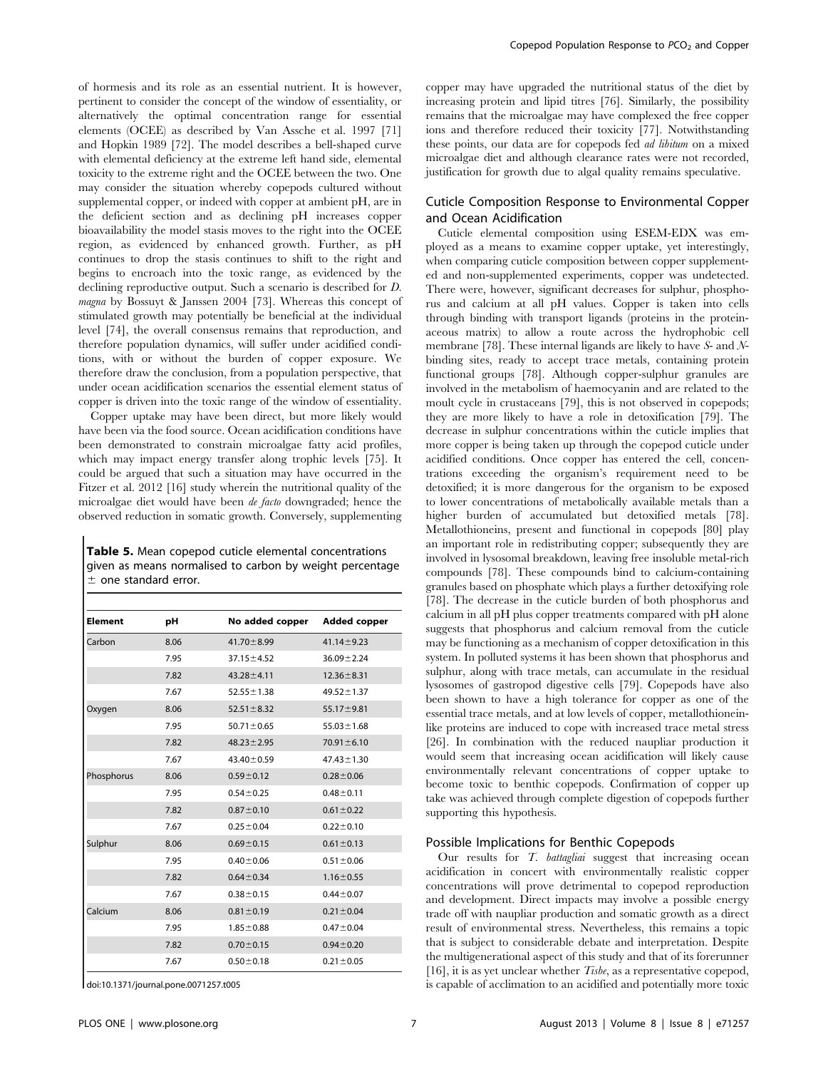of hormesis and its role as an essential nutrient. It is however, pertinent to consider the concept of the window of essentiality, or alternatively the optimal concentration range for essential elements (OCEE) as described by Van Assche et al. 1997 [71] and Hopkin 1989 [72]. The model describes a bell-shaped curve with elemental deficiency at the extreme left hand side, elemental toxicity to the extreme right and the OCEE between the two. One may consider the situation whereby copepods cultured without supplemental copper, or indeed with copper at ambient pH, are in the deficient section and as declining pH increases copper bioavailability the model stasis moves to the right into the OCEE region, as evidenced by enhanced growth. Further, as pH continues to drop the stasis continues to shift to the right and begins to encroach into the toxic range, as evidenced by the declining reproductive output. Such a scenario is described for *D. magna* by Bossuyt & Janssen 2004 [73]. Whereas this concept of stimulated growth may potentially be beneficial at the individual level [74], the overall consensus remains that reproduction, and therefore population dynamics, will suffer under acidified conditions, with or without the burden of copper exposure. We therefore draw the conclusion, from a population perspective, that under ocean acidification scenarios the essential element status of copper is driven into the toxic range of the window of essentiality.

Copper uptake may have been direct, but more likely would have been via the food source. Ocean acidification conditions have been demonstrated to constrain microalgae fatty acid profiles, which may impact energy transfer along trophic levels [75]. It could be argued that such a situation may have occurred in the Fitzer et al. 2012 [16] study wherein the nutritional quality of the microalgae diet would have been *de facto* downgraded; hence the observed reduction in somatic growth. Conversely, supplementing copper may have upgraded the nutritional status of the diet by increasing protein and lipid titres [76]. Similarly, the possibility remains that the microalgae may have complexed the free copper ions and therefore reduced their toxicity [77]. Notwithstanding these points, our data are for copepods fed *ad libitum* on a mixed microalgae diet and although clearance rates were not recorded, justification for growth due to algal quality remains speculative.

**Table 5.** Mean copepod cuticle elemental concentrations given as means normalised to carbon by weight percentage ± one standard error.

| Element | pH | No added copper | Added copper |
|---|---|---|---|
| Carbon | 8.06 | 41.70±8.99 | 41.14±9.23 |
| | 7.95 | 37.15±4.52 | 36.09±2.24 |
| | 7.82 | 43.28±4.11 | 12.36±8.31 |
| | 7.67 | 52.55±1.38 | 49.52±1.37 |
| Oxygen | 8.06 | 52.51±8.32 | 55.17±9.81 |
| | 7.95 | 50.71±0.65 | 55.03±1.68 |
| | 7.82 | 48.23±2.95 | 70.91±6.10 |
| | 7.67 | 43.40±0.59 | 47.43±1.30 |
| Phosphorus | 8.06 | 0.59±0.12 | 0.28±0.06 |
| | 7.95 | 0.54±0.25 | 0.48±0.11 |
| | 7.82 | 0.87±0.10 | 0.61±0.22 |
| | 7.67 | 0.25±0.04 | 0.22±0.10 |
| Sulphur | 8.06 | 0.69±0.15 | 0.61±0.13 |
| | 7.95 | 0.40±0.06 | 0.51±0.06 |
| | 7.82 | 0.64±0.34 | 1.16±0.55 |
| | 7.67 | 0.38±0.15 | 0.44±0.07 |
| Calcium | 8.06 | 0.81±0.19 | 0.21±0.04 |
| | 7.95 | 1.85±0.88 | 0.47±0.04 |
| | 7.82 | 0.70±0.15 | 0.94±0.20 |
| | 7.67 | 0.50±0.18 | 0.21±0.05 |

doi:10.1371/journal.pone.0071257.t005

## Cuticle Composition Response to Environmental Copper and Ocean Acidification

Cuticle elemental composition using ESEM-EDX was employed as a means to examine copper uptake, yet interestingly, when comparing cuticle composition between copper supplemented and non-supplemented experiments, copper was undetected. There were, however, significant decreases for sulphur, phosphorus and calcium at all pH values. Copper is taken into cells through binding with transport ligands (proteins in the proteinaceous matrix) to allow a route across the hydrophobic cell membrane [78]. These internal ligands are likely to have *S*- and *N*-binding sites, ready to accept trace metals, containing protein functional groups [78]. Although copper-sulphur granules are involved in the metabolism of haemocyanin and are related to the moult cycle in crustaceans [79], this is not observed in copepods; they are more likely to have a role in detoxification [79]. The decrease in sulphur concentrations within the cuticle implies that more copper is being taken up through the copepod cuticle under acidified conditions. Once copper has entered the cell, concentrations exceeding the organism's requirement need to be detoxified; it is more dangerous for the organism to be exposed to lower concentrations of metabolically available metals than a higher burden of accumulated but detoxified metals [78]. Metallothioneins, present and functional in copepods [80] play an important role in redistributing copper; subsequently they are involved in lysosomal breakdown, leaving free insoluble metal-rich compounds [78]. These compounds bind to calcium-containing granules based on phosphate which plays a further detoxifying role [78]. The decrease in the cuticle burden of both phosphorus and calcium in all pH plus copper treatments compared with pH alone suggests that phosphorus and calcium removal from the cuticle may be functioning as a mechanism of copper detoxification in this system. In polluted systems it has been shown that phosphorus and sulphur, along with trace metals, can accumulate in the residual lysosomes of gastropod digestive cells [79]. Copepods have also been shown to have a high tolerance for copper as one of the essential trace metals, and at low levels of copper, metallothionein-like proteins are induced to cope with increased trace metal stress [26]. In combination with the reduced naupliar production it would seem that increasing ocean acidification will likely cause environmentally relevant concentrations of copper uptake to become toxic to benthic copepods. Confirmation of copper up take was achieved through complete digestion of copepods further supporting this hypothesis.

## Possible Implications for Benthic Copepods

Our results for *T. battagliai* suggest that increasing ocean acidification in concert with environmentally realistic copper concentrations will prove detrimental to copepod reproduction and development. Direct impacts may involve a possible energy trade off with naupliar production and somatic growth as a direct result of environmental stress. Nevertheless, this remains a topic that is subject to considerable debate and interpretation. Despite the multigenerational aspect of this study and that of its forerunner [16], it is as yet unclear whether *Tisbe*, as a representative copepod, is capable of acclimation to an acidified and potentially more toxic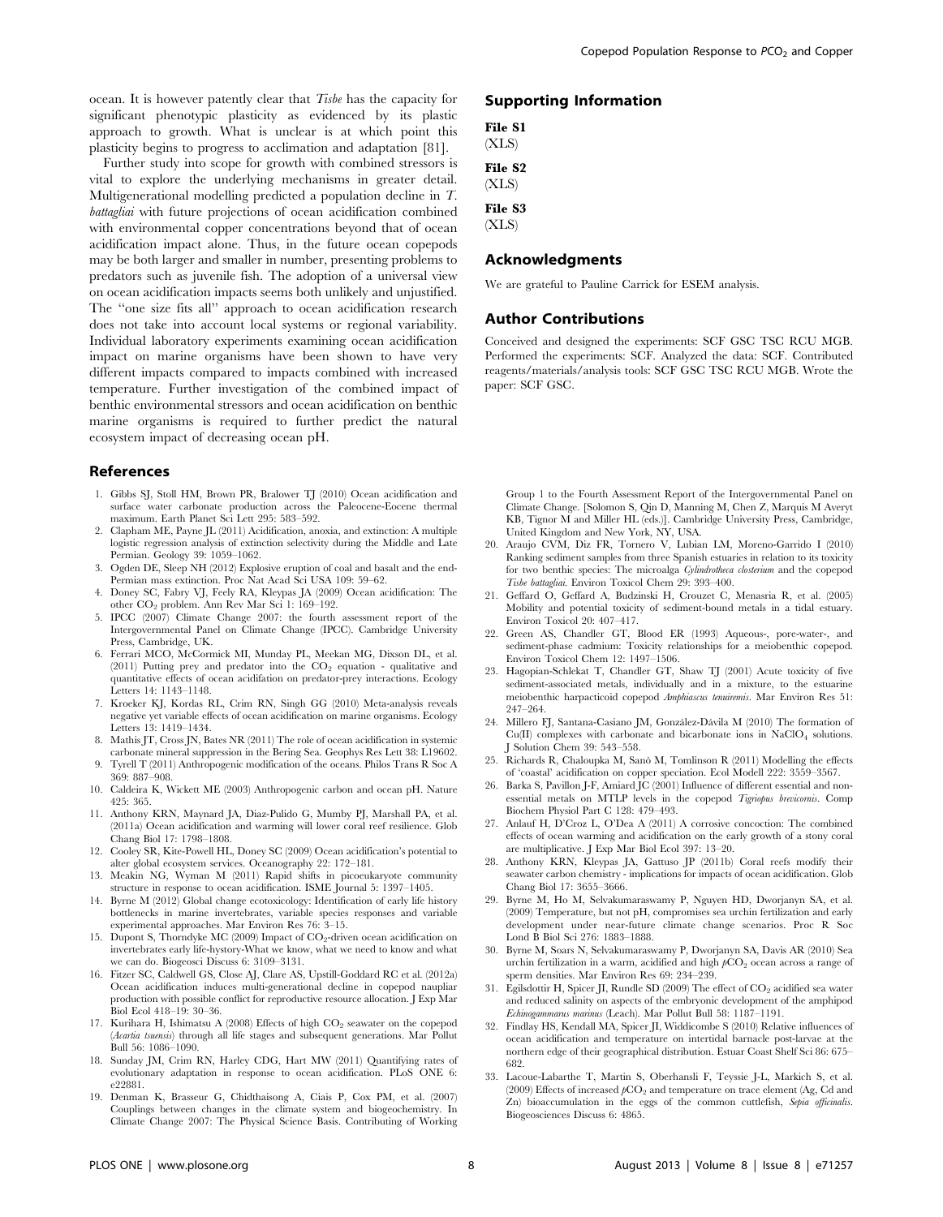ocean. It is however patently clear that *Tisbe* has the capacity for significant phenotypic plasticity as evidenced by its plastic approach to growth. What is unclear is at which point this plasticity begins to progress to acclimation and adaptation [81].

Further study into scope for growth with combined stressors is vital to explore the underlying mechanisms in greater detail. Multigenerational modelling predicted a population decline in *T. battagliai* with future projections of ocean acidification combined with environmental copper concentrations beyond that of ocean acidification impact alone. Thus, in the future ocean copepods may be both larger and smaller in number, presenting problems to predators such as juvenile fish. The adoption of a universal view on ocean acidification impacts seems both unlikely and unjustified. The ''one size fits all'' approach to ocean acidification research does not take into account local systems or regional variability. Individual laboratory experiments examining ocean acidification impact on marine organisms have been shown to have very different impacts compared to impacts combined with increased temperature. Further investigation of the combined impact of benthic environmental stressors and ocean acidification on benthic marine organisms is required to further predict the natural ecosystem impact of decreasing ocean pH.

## Supporting Information

**File S1**
(XLS)

**File S2**
(XLS)

**File S3**
(XLS)

## Acknowledgments

We are grateful to Pauline Carrick for ESEM analysis.

## Author Contributions

Conceived and designed the experiments: SCF GSC TSC RCU MGB. Performed the experiments: SCF. Analyzed the data: SCF. Contributed reagents/materials/analysis tools: SCF GSC TSC RCU MGB. Wrote the paper: SCF GSC.

## References

1. Gibbs SJ, Stoll HM, Brown PR, Bralower TJ (2010) Ocean acidification and surface water carbonate production across the Paleocene-Eocene thermal maximum. Earth Planet Sci Lett 295: 583–592.
2. Clapham ME, Payne JL (2011) Acidification, anoxia, and extinction: A multiple logistic regression analysis of extinction selectivity during the Middle and Late Permian. Geology 39: 1059–1062.
3. Ogden DE, Sleep NH (2012) Explosive eruption of coal and basalt and the end-Permian mass extinction. Proc Nat Acad Sci USA 109: 59–62.
4. Doney SC, Fabry VJ, Feely RA, Kleypas JA (2009) Ocean acidification: The other $CO_2$ problem. Ann Rev Mar Sci 1: 169–192.
5. IPCC (2007) Climate Change 2007: the fourth assessment report of the Intergovernmental Panel on Climate Change (IPCC). Cambridge University Press, Cambridge, UK.
6. Ferrari MCO, McCormick MI, Munday PL, Meekan MG, Dixson DL, et al. (2011) Putting prey and predator into the $CO_2$ equation - qualitative and quantitative effects of ocean acidifation on predator-prey interactions. Ecology Letters 14: 1143–1148.
7. Kroeker KJ, Kordas RL, Crim RN, Singh GG (2010) Meta-analysis reveals negative yet variable effects of ocean acidification on marine organisms. Ecology Letters 13: 1419–1434.
8. Mathis JT, Cross JN, Bates NR (2011) The role of ocean acidification in systemic carbonate mineral suppression in the Bering Sea. Geophys Res Lett 38: L19602.
9. Tyrell T (2011) Anthropogenic modification of the oceans. Philos Trans R Soc A 369: 887–908.
10. Caldeira K, Wickett ME (2003) Anthropogenic carbon and ocean pH. Nature 425: 365.
11. Anthony KRN, Maynard JA, Diaz-Pulido G, Mumby PJ, Marshall PA, et al. (2011a) Ocean acidification and warming will lower coral reef resilience. Glob Chang Biol 17: 1798–1808.
12. Cooley SR, Kite-Powell HL, Doney SC (2009) Ocean acidification's potential to alter global ecosystem services. Oceanography 22: 172–181.
13. Meakin NG, Wyman M (2011) Rapid shifts in picoeukaryote community structure in response to ocean acidification. ISME Journal 5: 1397–1405.
14. Byrne M (2012) Global change ecotoxicology: Identification of early life history bottlenecks in marine invertebrates, variable species responses and variable experimental approaches. Mar Environ Res 76: 3–15.
15. Dupont S, Thorndyke MC (2009) Impact of $CO_2$-driven ocean acidification on invertebrates early life-hystory-What we know, what we need to know and what we can do. Biogeosci Discuss 6: 3109–3131.
16. Fitzer SC, Caldwell GS, Close AJ, Clare AS, Upstill-Goddard RC et al. (2012a) Ocean acidification induces multi-generational decline in copepod naupliar production with possible conflict for reproductive resource allocation. J Exp Mar Biol Ecol 418–19: 30–36.
17. Kurihara H, Ishimatsu A (2008) Effects of high $CO_2$ seawater on the copepod (*Acartia tsuensis*) through all life stages and subsequent generations. Mar Pollut Bull 56: 1086–1090.
18. Sunday JM, Crim RN, Harley CDG, Hart MW (2011) Quantifying rates of evolutionary adaptation in response to ocean acidification. PLoS ONE 6: e22881.
19. Denman K, Brasseur G, Chidthaisong A, Ciais P, Cox PM, et al. (2007) Couplings between changes in the climate system and biogeochemistry. In Climate Change 2007: The Physical Science Basis. Contributing of Working Group 1 to the Fourth Assessment Report of the Intergovernmental Panel on Climate Change. [Solomon S, Qin D, Manning M, Chen Z, Marquis M Averyt KB, Tignor M and Miller HL (eds.)]. Cambridge University Press, Cambridge, United Kingdom and New York, NY, USA.
20. Araujo CVM, Diz FR, Tornero V, Lubian LM, Moreno-Garrido I (2010) Ranking sediment samples from three Spanish estuaries in relation to its toxicity for two benthic species: The microalga *Cylindrotheca closterium* and the copepod *Tisbe battagliai*. Environ Toxicol Chem 29: 393–400.
21. Geffard O, Geffard A, Budzinski H, Crouzet C, Menasria R, et al. (2005) Mobility and potential toxicity of sediment-bound metals in a tidal estuary. Environ Toxicol 20: 407–417.
22. Green AS, Chandler GT, Blood ER (1993) Aqueous-, pore-water-, and sediment-phase cadmium: Toxicity relationships for a meiobenthic copepod. Environ Toxicol Chem 12: 1497–1506.
23. Hagopian-Schlekat T, Chandler GT, Shaw TJ (2001) Acute toxicity of five sediment-associated metals, individually and in a mixture, to the estuarine meiobenthic harpacticoid copepod *Amphiascus tenuiremis*. Mar Environ Res 51: 247–264.
24. Millero FJ, Santana-Casiano JM, González-Dávila M (2010) The formation of Cu(II) complexes with carbonate and bicarbonate ions in $NaClO_4$ solutions. J Solution Chem 39: 543–558.
25. Richards R, Chaloupka M, Sanò M, Tomlinson R (2011) Modelling the effects of 'coastal' acidification on copper speciation. Ecol Modell 222: 3559–3567.
26. Barka S, Pavillon J-F, Amiard JC (2001) Influence of different essential and non-essential metals on MTLP levels in the copepod *Tigriopus brevicornis*. Comp Biochem Physiol Part C 128: 479–493.
27. Anlauf H, D'Croz L, O'Dea A (2011) A corrosive concoction: The combined effects of ocean warming and acidification on the early growth of a stony coral are multiplicative. J Exp Mar Biol Ecol 397: 13–20.
28. Anthony KRN, Kleypas JA, Gattuso JP (2011b) Coral reefs modify their seawater carbon chemistry - implications for impacts of ocean acidification. Glob Chang Biol 17: 3655–3666.
29. Byrne M, Ho M, Selvakumaraswamy P, Nguyen HD, Dworjanyn SA, et al. (2009) Temperature, but not pH, compromises sea urchin fertilization and early development under near-future climate change scenarios. Proc R Soc Lond B Biol Sci 276: 1883–1888.
30. Byrne M, Soars N, Selvakumaraswamy P, Dworjanyn SA, Davis AR (2010) Sea urchin fertilization in a warm, acidified and high $pCO_2$ ocean across a range of sperm densities. Mar Environ Res 69: 234–239.
31. Egilsdottir H, Spicer JI, Rundle SD (2009) The effect of $CO_2$ acidified sea water and reduced salinity on aspects of the embryonic development of the amphipod *Echinogammarus marinus* (Leach). Mar Pollut Bull 58: 1187–1191.
32. Findlay HS, Kendall MA, Spicer JI, Widdicombe S (2010) Relative influences of ocean acidification and temperature on intertidal barnacle post-larvae at the northern edge of their geographical distribution. Estuar Coast Shelf Sci 86: 675–682.
33. Lacoue-Labarthe T, Martin S, Oberhansli F, Teyssie J-L, Markich S, et al. (2009) Effects of increased $pCO_2$ and temperature on trace element (Ag, Cd and Zn) bioaccumulation in the eggs of the common cuttlefish, *Sepia officinalis*. Biogeosciences Discuss 6: 4865.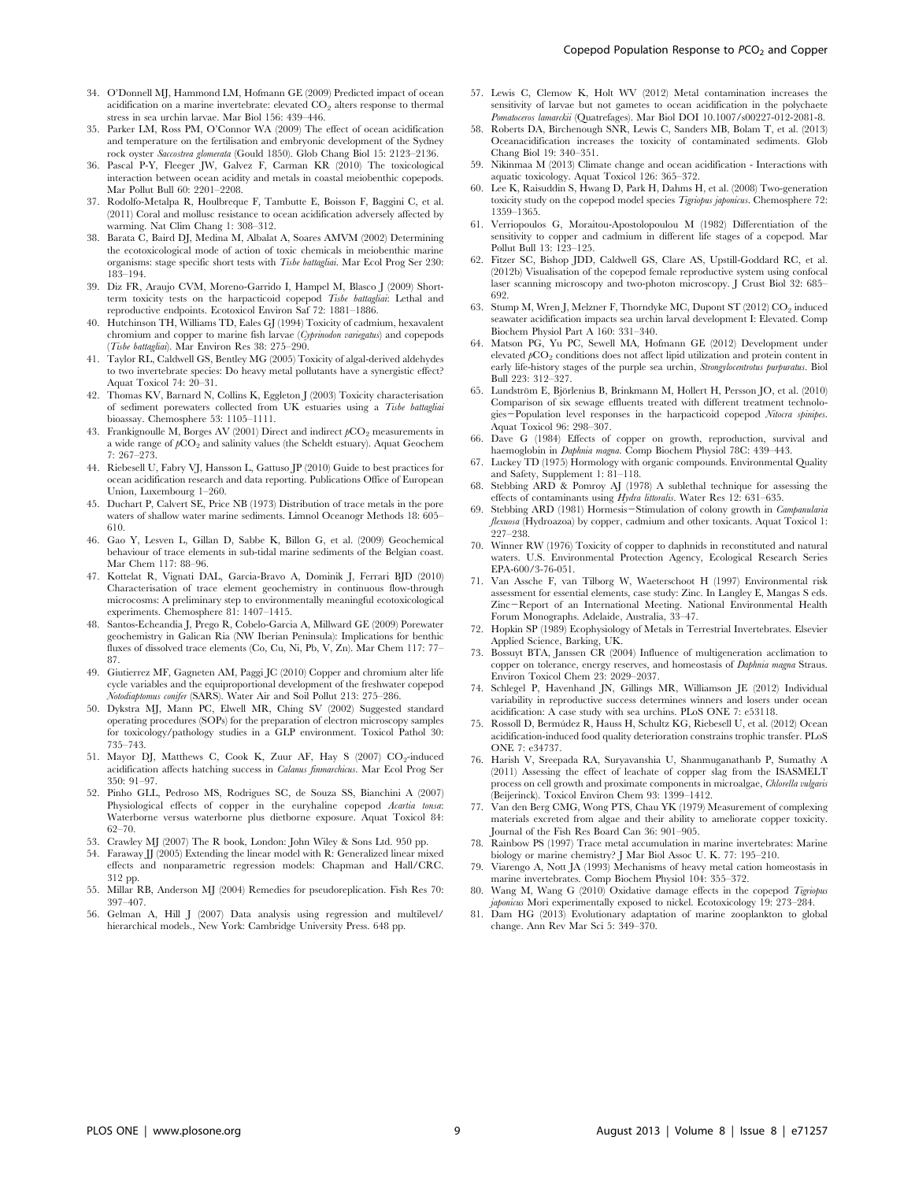34. O'Donnell MJ, Hammond LM, Hofmann GE (2009) Predicted impact of ocean acidification on a marine invertebrate: elevated $CO_2$ alters response to thermal stress in sea urchin larvae. Mar Biol 156: 439–446.
35. Parker LM, Ross PM, O'Connor WA (2009) The effect of ocean acidification and temperature on the fertilisation and embryonic development of the Sydney rock oyster *Saccostrea glomerata* (Gould 1850). Glob Chang Biol 15: 2123–2136.
36. Pascal P-Y, Fleeger JW, Galvez F, Carman KR (2010) The toxicological interaction between ocean acidity and metals in coastal meiobenthic copepods. Mar Pollut Bull 60: 2201–2208.
37. Rodolfo-Metalpa R, Houlbreque F, Tambutte E, Boisson F, Baggini C, et al. (2011) Coral and mollusc resistance to ocean acidification adversely affected by warming. Nat Clim Chang 1: 308–312.
38. Barata C, Baird DJ, Medina M, Albalat A, Soares AMVM (2002) Determining the ecotoxicological mode of action of toxic chemicals in meiobenthic marine organisms: stage specific short tests with *Tisbe battagliai*. Mar Ecol Prog Ser 230: 183–194.
39. Diz FR, Araujo CVM, Moreno-Garrido I, Hampel M, Blasco J (2009) Short-term toxicity tests on the harpacticoid copepod *Tisbe battagliai*: Lethal and reproductive endpoints. Ecotoxicol Environ Saf 72: 1881–1886.
40. Hutchinson TH, Williams TD, Eales GJ (1994) Toxicity of cadmium, hexavalent chromium and copper to marine fish larvae (*Cyprinodon variegatus*) and copepods (*Tisbe battagliai*). Mar Environ Res 38: 275–290.
41. Taylor RL, Caldwell GS, Bentley MG (2005) Toxicity of algal-derived aldehydes to two invertebrate species: Do heavy metal pollutants have a synergistic effect? Aquat Toxicol 74: 20–31.
42. Thomas KV, Barnard N, Collins K, Eggleton J (2003) Toxicity characterisation of sediment porewaters collected from UK estuaries using a *Tisbe battagliai* bioassay. Chemosphere 53: 1105–1111.
43. Frankignoulle M, Borges AV (2001) Direct and indirect $pCO_2$ measurements in a wide range of $pCO_2$ and salinity values (the Scheldt estuary). Aquat Geochem 7: 267–273.
44. Riebesell U, Fabry VJ, Hansson L, Gattuso JP (2010) Guide to best practices for ocean acidification research and data reporting. Publications Office of European Union, Luxembourg 1–260.
45. Duchart P, Calvert SE, Price NB (1973) Distribution of trace metals in the pore waters of shallow water marine sediments. Limnol Oceanogr Methods 18: 605–610.
46. Gao Y, Lesven L, Gillan D, Sabbe K, Billon G, et al. (2009) Geochemical behaviour of trace elements in sub-tidal marine sediments of the Belgian coast. Mar Chem 117: 88–96.
47. Kottelat R, Vignati DAL, Garcia-Bravo A, Dominik J, Ferrari BJD (2010) Characterisation of trace element geochemistry in continuous flow-through microcosms: A preliminary step to environmentally meaningful ecotoxicological experiments. Chemosphere 81: 1407–1415.
48. Santos-Echeandia J, Prego R, Cobelo-Garcia A, Millward GE (2009) Porewater geochemistry in Galican Ria (NW Iberian Peninsula): Implications for benthic fluxes of dissolved trace elements (Co, Cu, Ni, Pb, V, Zn). Mar Chem 117: 77–87.
49. Giutierrez MF, Gagneten AM, Paggi JC (2010) Copper and chromium alter life cycle variables and the equiproportional development of the freshwater copepod *Notodiaptomus conifer* (SARS). Water Air and Soil Pollut 213: 275–286.
50. Dykstra MJ, Mann PC, Elwell MR, Ching SV (2002) Suggested standard operating procedures (SOPs) for the preparation of electron microscopy samples for toxicology/pathology studies in a GLP environment. Toxicol Pathol 30: 735–743.
51. Mayor DJ, Matthews C, Cook K, Zuur AF, Hay S (2007) $CO_2$-induced acidification affects hatching success in *Calanus finmarchicus*. Mar Ecol Prog Ser 350: 91–97.
52. Pinho GLL, Pedroso MS, Rodrigues SC, de Souza SS, Bianchini A (2007) Physiological effects of copper in the euryhaline copepod *Acartia tonsa*: Waterborne versus waterborne plus dietborne exposure. Aquat Toxicol 84: 62–70.
53. Crawley MJ (2007) The R book, London: John Wiley & Sons Ltd. 950 pp.
54. Faraway JJ (2005) Extending the linear model with R: Generalized linear mixed effects and nonparametric regression models: Chapman and Hall/CRC. 312 pp.
55. Millar RB, Anderson MJ (2004) Remedies for pseudoreplication. Fish Res 70: 397–407.
56. Gelman A, Hill J (2007) Data analysis using regression and multilevel/hierarchical models., New York: Cambridge University Press. 648 pp.
57. Lewis C, Clemow K, Holt WV (2012) Metal contamination increases the sensitivity of larvae but not gametes to ocean acidification in the polychaete *Pomatoceros lamarckii* (Quatrefages). Mar Biol DOI 10.1007/s00227-012-2081-8.
58. Roberts DA, Birchenough SNR, Lewis C, Sanders MB, Bolam T, et al. (2013) Oceanacidification increases the toxicity of contaminated sediments. Glob Chang Biol 19: 340–351.
59. Nikinmaa M (2013) Climate change and ocean acidification - Interactions with aquatic toxicology. Aquat Toxicol 126: 365–372.
60. Lee K, Raisuddin S, Hwang D, Park H, Dahms H, et al. (2008) Two-generation toxicity study on the copepod model species *Tigriopus japonicus*. Chemosphere 72: 1359–1365.
61. Verriopoulos G, Moraitou-Apostolopoulou M (1982) Differentiation of the sensitivity to copper and cadmium in different life stages of a copepod. Mar Pollut Bull 13: 123–125.
62. Fitzer SC, Bishop JDD, Caldwell GS, Clare AS, Upstill-Goddard RC, et al. (2012b) Visualisation of the copepod female reproductive system using confocal laser scanning microscopy and two-photon microscopy. J Crust Biol 32: 685–692.
63. Stump M, Wren J, Melzner F, Thorndyke MC, Dupont ST (2012) $CO_2$ induced seawater acidification impacts sea urchin larval development I: Elevated. Comp Biochem Physiol Part A 160: 331–340.
64. Matson PG, Yu PC, Sewell MA, Hofmann GE (2012) Development under elevated $pCO_2$ conditions does not affect lipid utilization and protein content in early life-history stages of the purple sea urchin, *Strongylocentrotus purpuratus*. Biol Bull 223: 312–327.
65. Lundström E, Björlenius B, Brinkmann M, Hollert H, Persson JO, et al. (2010) Comparison of six sewage effluents treated with different treatment technologies—Population level responses in the harpacticoid copepod *Nitocra spinipes*. Aquat Toxicol 96: 298–307.
66. Dave G (1984) Effects of copper on growth, reproduction, survival and haemoglobin in *Daphnia magna*. Comp Biochem Physiol 78C: 439–443.
67. Luckey TD (1975) Hormology with organic compounds. Environmental Quality and Safety, Supplement 1: 81–118.
68. Stebbing ARD & Pomroy AJ (1978) A sublethal technique for assessing the effects of contaminants using *Hydra littoralis*. Water Res 12: 631–635.
69. Stebbing ARD (1981) Hormesis—Stimulation of colony growth in *Campanularia flexuosa* (Hydroazoa) by copper, cadmium and other toxicants. Aquat Toxicol 1: 227–238.
70. Winner RW (1976) Toxicity of copper to daphnids in reconstituted and natural waters. U.S. Environmental Protection Agency, Ecological Research Series EPA-600/3-76-051.
71. Van Assche F, van Tilborg W, Waeterschoot H (1997) Environmental risk assessment for essential elements, case study: Zinc. In Langley E, Mangas S eds. Zinc—Report of an International Meeting. National Environmental Health Forum Monographs. Adelaide, Australia, 33–47.
72. Hopkin SP (1989) Ecophysiology of Metals in Terrestrial Invertebrates. Elsevier Applied Science, Barking, UK.
73. Bossuyt BTA, Janssen CR (2004) Influence of multigeneration acclimation to copper on tolerance, energy reserves, and homeostasis of *Daphnia magna* Straus. Environ Toxicol Chem 23: 2029–2037.
74. Schlegel P, Havenhand JN, Gillings MR, Williamson JE (2012) Individual variability in reproductive success determines winners and losers under ocean acidification: A case study with sea urchins. PLoS ONE 7: e53118.
75. Rossoll D, Bermúdez R, Hauss H, Schultz KG, Riebesell U, et al. (2012) Ocean acidification-induced food quality deterioration constrains trophic transfer. PLoS ONE 7: e34737.
76. Harish V, Sreepada RA, Suryavanshia U, Shanmuganathanb P, Sumathy A (2011) Assessing the effect of leachate of copper slag from the ISASMELT process on cell growth and proximate components in microalgae, *Chlorella vulgaris* (Beijerinck). Toxicol Environ Chem 93: 1399–1412.
77. Van den Berg CMG, Wong PTS, Chau YK (1979) Measurement of complexing materials excreted from algae and their ability to ameliorate copper toxicity. Journal of the Fish Res Board Can 36: 901–905.
78. Rainbow PS (1997) Trace metal accumulation in marine invertebrates: Marine biology or marine chemistry? J Mar Biol Assoc U. K. 77: 195–210.
79. Viarengo A, Nott JA (1993) Mechanisms of heavy metal cation homeostasis in marine invertebrates. Comp Biochem Physiol 104: 355–372.
80. Wang M, Wang G (2010) Oxidative damage effects in the copepod *Tigriopus japonicus* Mori experimentally exposed to nickel. Ecotoxicology 19: 273–284.
81. Dam HG (2013) Evolutionary adaptation of marine zooplankton to global change. Ann Rev Mar Sci 5: 349–370.